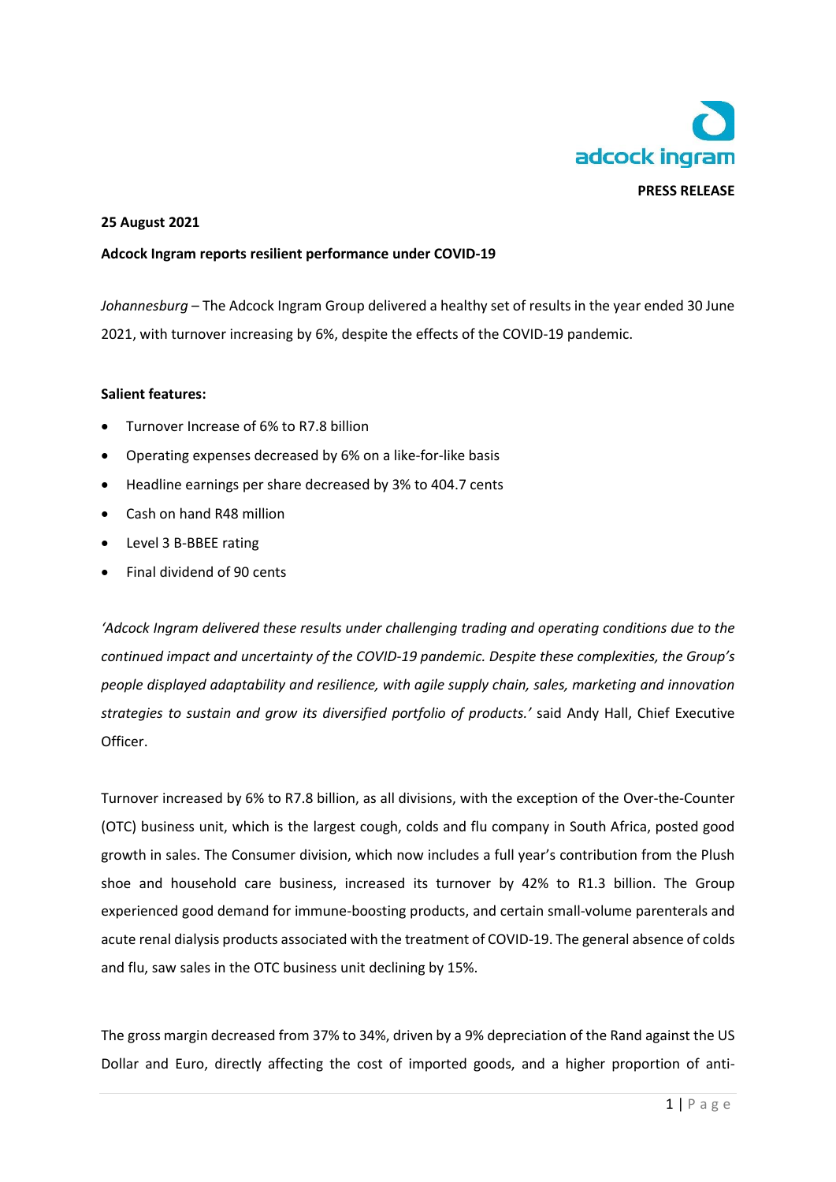**PRESS RELEASE**

**25 August 2021**

**Adcock Ingram reports resilient performance under COVID-19**

*Johannesburg* – The Adcock Ingram Group delivered a healthy set of results in the year ended 30 June 2021, with turnover increasing by 6%, despite the effects of the COVID-19 pandemic.

**Salient features:**

- Turnover Increase of 6% to R7.8 billion
- Operating expenses decreased by 6% on a like-for-like basis
- Headline earnings per share decreased by 3% to 404.7 cents
- Cash on hand R48 million
- Level 3 B-BBEE rating
- Final dividend of 90 cents

*'Adcock Ingram delivered these results under challenging trading and operating conditions due to the continued impact and uncertainty of the COVID-19 pandemic. Despite these complexities, the Group's people displayed adaptability and resilience, with agile supply chain, sales, marketing and innovation strategies to sustain and grow its diversified portfolio of products.'* said Andy Hall, Chief Executive Officer.

Turnover increased by 6% to R7.8 billion, as all divisions, with the exception of the Over-the-Counter (OTC) business unit, which is the largest cough, colds and flu company in South Africa, posted good growth in sales. The Consumer division, which now includes a full year's contribution from the Plush shoe and household care business, increased its turnover by 42% to R1.3 billion. The Group experienced good demand for immune-boosting products, and certain small-volume parenterals and acute renal dialysis products associated with the treatment of COVID-19. The general absence of colds and flu, saw sales in the OTC business unit declining by 15%.

The gross margin decreased from 37% to 34%, driven by a 9% depreciation of the Rand against the US Dollar and Euro, directly affecting the cost of imported goods, and a higher proportion of anti-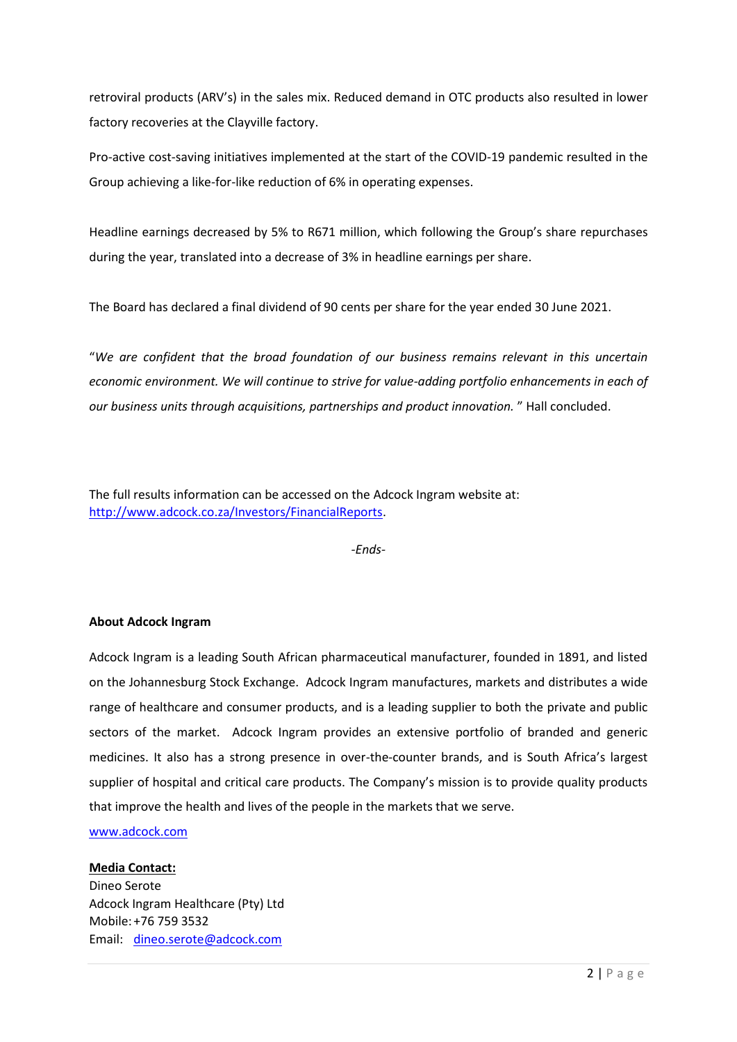retroviral products (ARV's) in the sales mix. Reduced demand in OTC products also resulted in lower factory recoveries at the Clayville factory.

Pro-active cost-saving initiatives implemented at the start of the COVID-19 pandemic resulted in the Group achieving a like-for-like reduction of 6% in operating expenses.

Headline earnings decreased by 5% to R671 million, which following the Group's share repurchases during the year, translated into a decrease of 3% in headline earnings per share.

The Board has declared a final dividend of 90 cents per share for the year ended 30 June 2021.

"*We are confident that the broad foundation of our business remains relevant in this uncertain economic environment. We will continue to strive for value-adding portfolio enhancements in each of our business units through acquisitions, partnerships and product innovation.* " Hall concluded.

The full results information can be accessed on the Adcock Ingram website at: [http://www.adcock.co.za/Investors/FinancialReports](http://www.adcock.co.za/Investors/FinancialReports).

*-Ends-*

**About Adcock Ingram**

Adcock Ingram is a leading South African pharmaceutical manufacturer, founded in 1891, and listed on the Johannesburg Stock Exchange. Adcock Ingram manufactures, markets and distributes a wide range of healthcare and consumer products, and is a leading supplier to both the private and public sectors of the market. Adcock Ingram provides an extensive portfolio of branded and generic medicines. It also has a strong presence in over-the-counter brands, and is South Africa's largest supplier of hospital and critical care products. The Company's mission is to provide quality products that improve the health and lives of the people in the markets that we serve.

[www.adcock.com](http://www.adcock.com)

**Media Contact:**
Dineo Serote
Adcock Ingram Healthcare (Pty) Ltd
Mobile: +76 759 3532
Email: [dineo.serote@adcock.com](mailto:dineo.serote@adcock.com)